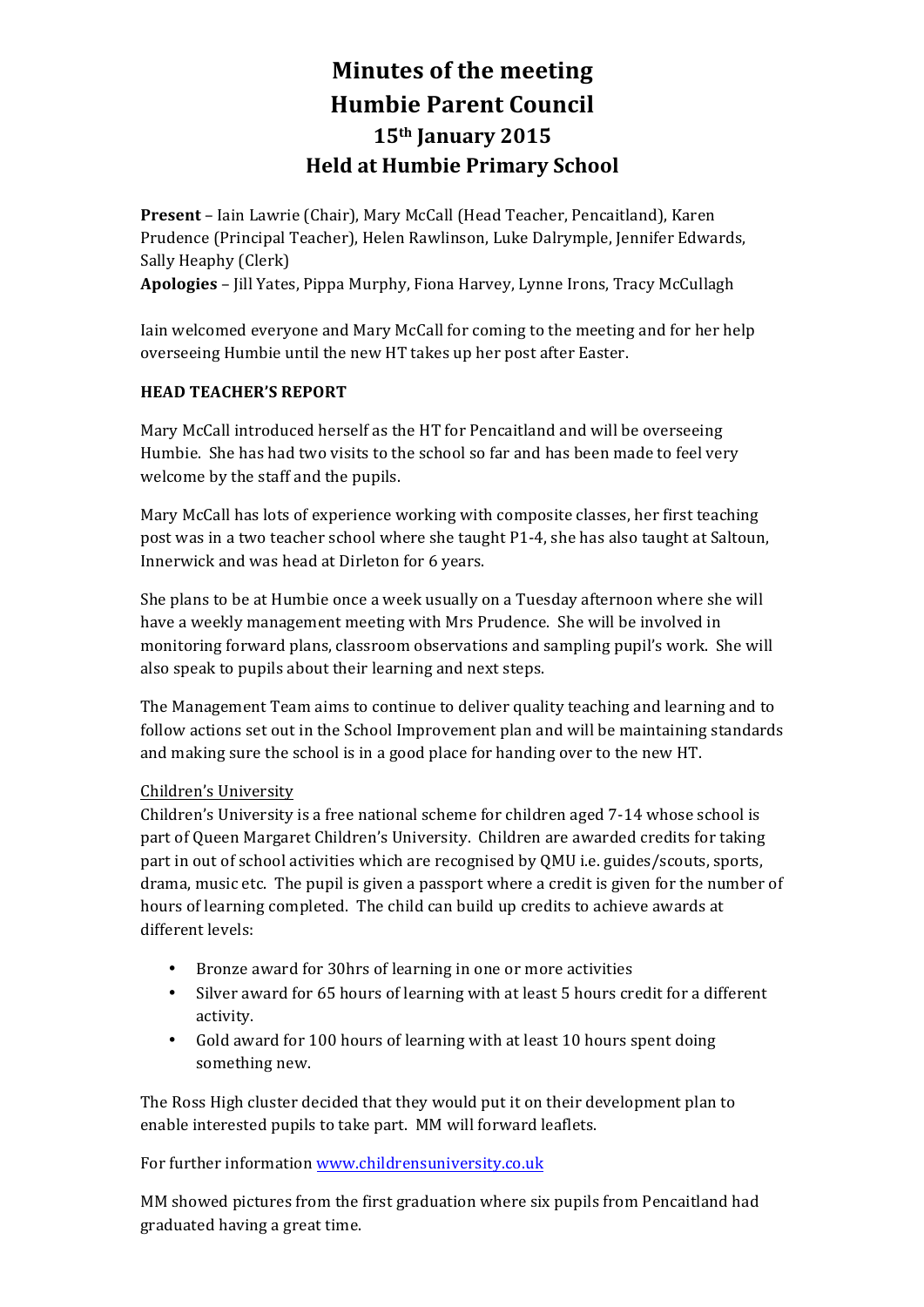# Minutes of the meeting
# Humbie Parent Council
# 15th January 2015
# Held at Humbie Primary School

**Present** – Iain Lawrie (Chair), Mary McCall (Head Teacher, Pencaitland), Karen Prudence (Principal Teacher), Helen Rawlinson, Luke Dalrymple, Jennifer Edwards, Sally Heaphy (Clerk)
**Apologies** – Jill Yates, Pippa Murphy, Fiona Harvey, Lynne Irons, Tracy McCullagh

Iain welcomed everyone and Mary McCall for coming to the meeting and for her help overseeing Humbie until the new HT takes up her post after Easter.

**HEAD TEACHER'S REPORT**

Mary McCall introduced herself as the HT for Pencaitland and will be overseeing Humbie. She has had two visits to the school so far and has been made to feel very welcome by the staff and the pupils.

Mary McCall has lots of experience working with composite classes, her first teaching post was in a two teacher school where she taught P1-4, she has also taught at Saltoun, Innerwick and was head at Dirleton for 6 years.

She plans to be at Humbie once a week usually on a Tuesday afternoon where she will have a weekly management meeting with Mrs Prudence. She will be involved in monitoring forward plans, classroom observations and sampling pupil's work. She will also speak to pupils about their learning and next steps.

The Management Team aims to continue to deliver quality teaching and learning and to follow actions set out in the School Improvement plan and will be maintaining standards and making sure the school is in a good place for handing over to the new HT.

Children's University
Children's University is a free national scheme for children aged 7-14 whose school is part of Queen Margaret Children's University. Children are awarded credits for taking part in out of school activities which are recognised by QMU i.e. guides/scouts, sports, drama, music etc. The pupil is given a passport where a credit is given for the number of hours of learning completed. The child can build up credits to achieve awards at different levels:

- Bronze award for 30hrs of learning in one or more activities
- Silver award for 65 hours of learning with at least 5 hours credit for a different activity.
- Gold award for 100 hours of learning with at least 10 hours spent doing something new.

The Ross High cluster decided that they would put it on their development plan to enable interested pupils to take part. MM will forward leaflets.

For further information www.childrensuniversity.co.uk

MM showed pictures from the first graduation where six pupils from Pencaitland had graduated having a great time.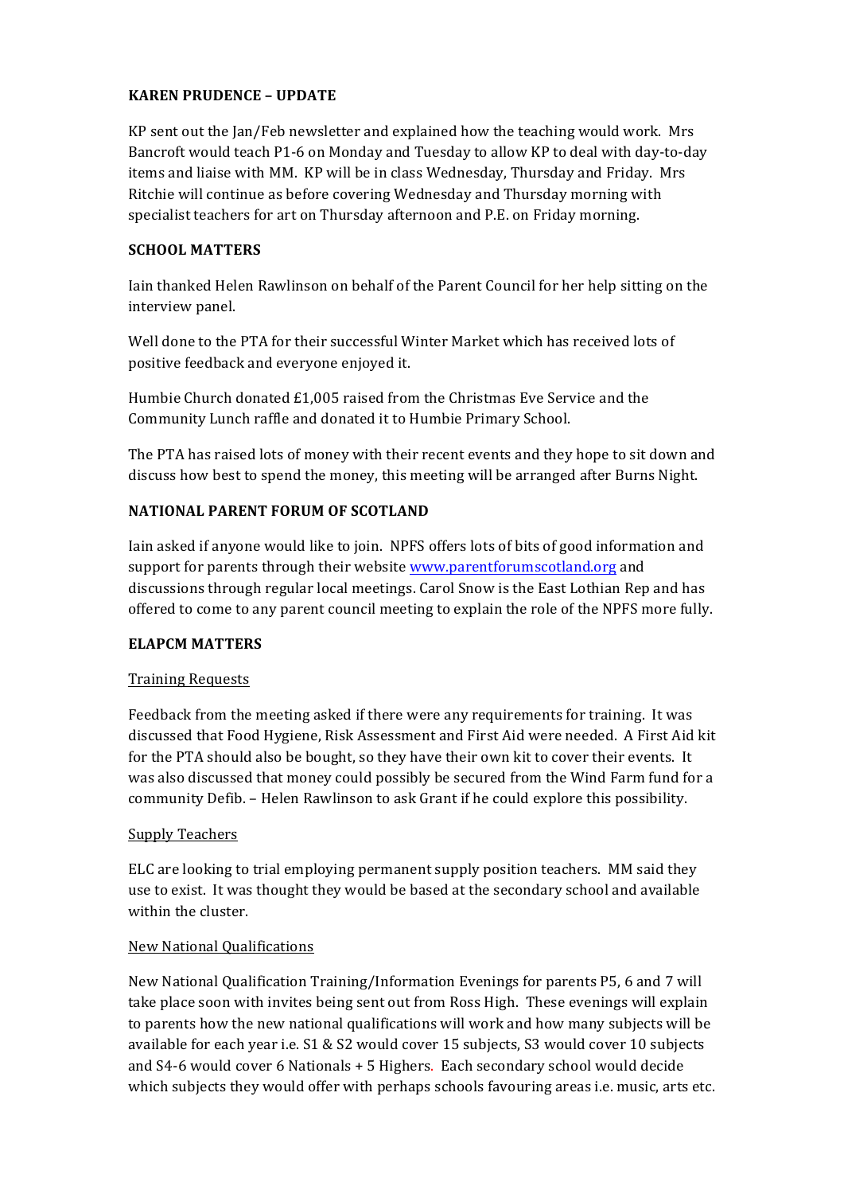**KAREN PRUDENCE – UPDATE**

KP sent out the Jan/Feb newsletter and explained how the teaching would work. Mrs Bancroft would teach P1-6 on Monday and Tuesday to allow KP to deal with day-to-day items and liaise with MM. KP will be in class Wednesday, Thursday and Friday. Mrs Ritchie will continue as before covering Wednesday and Thursday morning with specialist teachers for art on Thursday afternoon and P.E. on Friday morning.

**SCHOOL MATTERS**

Iain thanked Helen Rawlinson on behalf of the Parent Council for her help sitting on the interview panel.

Well done to the PTA for their successful Winter Market which has received lots of positive feedback and everyone enjoyed it.

Humbie Church donated £1,005 raised from the Christmas Eve Service and the Community Lunch raffle and donated it to Humbie Primary School.

The PTA has raised lots of money with their recent events and they hope to sit down and discuss how best to spend the money, this meeting will be arranged after Burns Night.

**NATIONAL PARENT FORUM OF SCOTLAND**

Iain asked if anyone would like to join. NPFS offers lots of bits of good information and support for parents through their website [www.parentforumscotland.org](http://www.parentforumscotland.org) and discussions through regular local meetings. Carol Snow is the East Lothian Rep and has offered to come to any parent council meeting to explain the role of the NPFS more fully.

**ELAPCM MATTERS**

Training Requests

Feedback from the meeting asked if there were any requirements for training. It was discussed that Food Hygiene, Risk Assessment and First Aid were needed. A First Aid kit for the PTA should also be bought, so they have their own kit to cover their events. It was also discussed that money could possibly be secured from the Wind Farm fund for a community Defib. – Helen Rawlinson to ask Grant if he could explore this possibility.

Supply Teachers

ELC are looking to trial employing permanent supply position teachers. MM said they use to exist. It was thought they would be based at the secondary school and available within the cluster.

New National Qualifications

New National Qualification Training/Information Evenings for parents P5, 6 and 7 will take place soon with invites being sent out from Ross High. These evenings will explain to parents how the new national qualifications will work and how many subjects will be available for each year i.e. S1 & S2 would cover 15 subjects, S3 would cover 10 subjects and S4-6 would cover 6 Nationals + 5 Highers. Each secondary school would decide which subjects they would offer with perhaps schools favouring areas i.e. music, arts etc.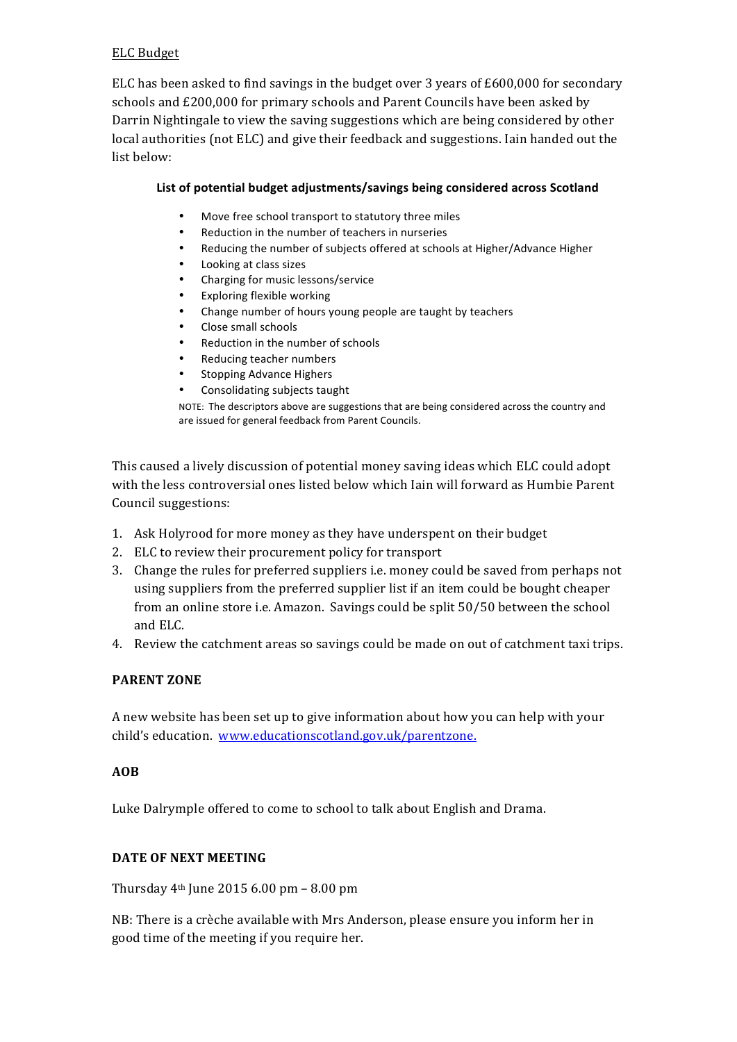ELC Budget

ELC has been asked to find savings in the budget over 3 years of £600,000 for secondary schools and £200,000 for primary schools and Parent Councils have been asked by Darrin Nightingale to view the saving suggestions which are being considered by other local authorities (not ELC) and give their feedback and suggestions. Iain handed out the list below:

**List of potential budget adjustments/savings being considered across Scotland**

- Move free school transport to statutory three miles
- Reduction in the number of teachers in nurseries
- Reducing the number of subjects offered at schools at Higher/Advance Higher
- Looking at class sizes
- Charging for music lessons/service
- Exploring flexible working
- Change number of hours young people are taught by teachers
- Close small schools
- Reduction in the number of schools
- Reducing teacher numbers
- Stopping Advance Highers
- Consolidating subjects taught

NOTE: The descriptors above are suggestions that are being considered across the country and are issued for general feedback from Parent Councils.

This caused a lively discussion of potential money saving ideas which ELC could adopt with the less controversial ones listed below which Iain will forward as Humbie Parent Council suggestions:

1. Ask Holyrood for more money as they have underspent on their budget
2. ELC to review their procurement policy for transport
3. Change the rules for preferred suppliers i.e. money could be saved from perhaps not using suppliers from the preferred supplier list if an item could be bought cheaper from an online store i.e. Amazon. Savings could be split 50/50 between the school and ELC.
4. Review the catchment areas so savings could be made on out of catchment taxi trips.

**PARENT ZONE**

A new website has been set up to give information about how you can help with your child's education. www.educationscotland.gov.uk/parentzone.

**AOB**

Luke Dalrymple offered to come to school to talk about English and Drama.

**DATE OF NEXT MEETING**

Thursday 4th June 2015 6.00 pm – 8.00 pm

NB: There is a crèche available with Mrs Anderson, please ensure you inform her in good time of the meeting if you require her.